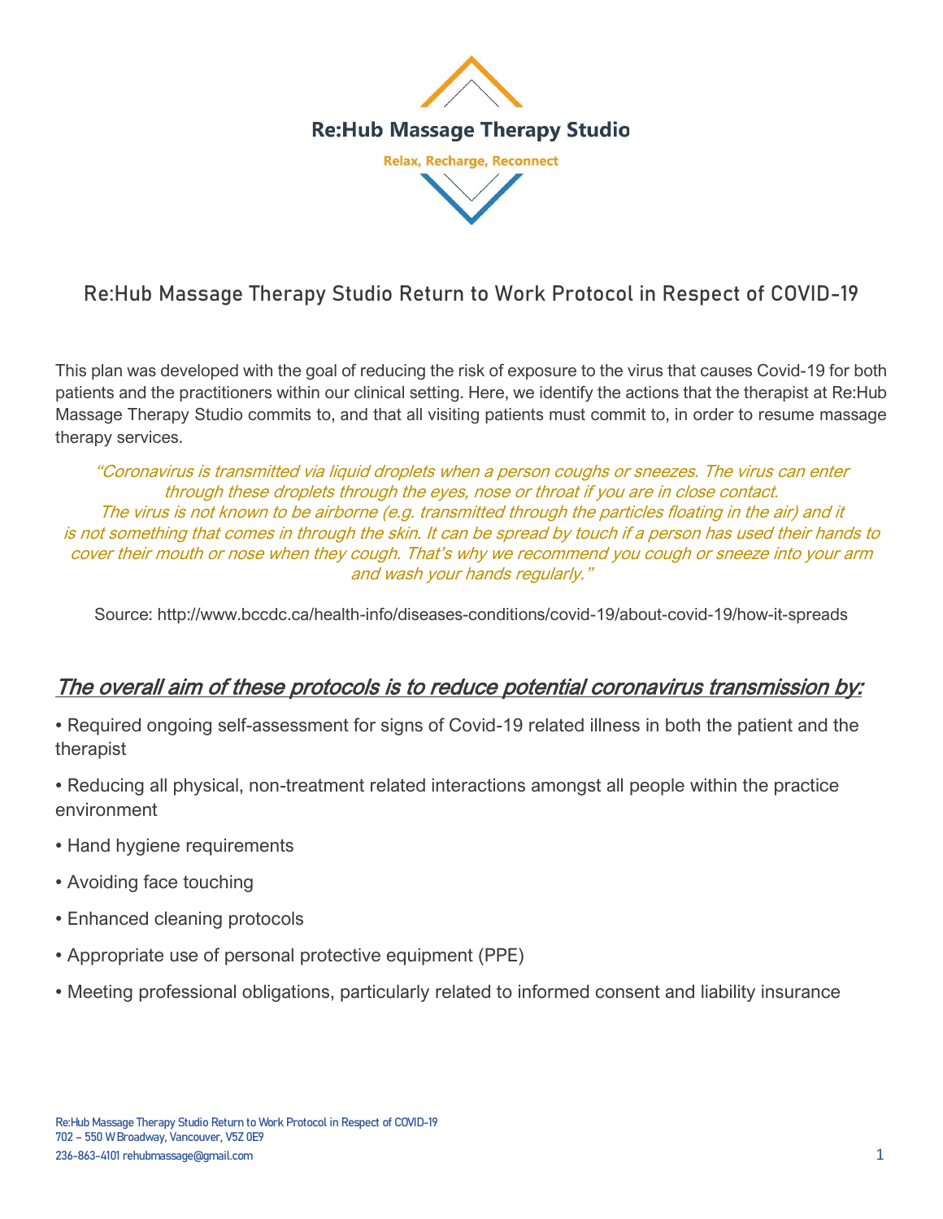# Re:Hub Massage Therapy Studio

**Relax, Recharge, Reconnect**

## Re:Hub Massage Therapy Studio Return to Work Protocol in Respect of COVID-19

This plan was developed with the goal of reducing the risk of exposure to the virus that causes Covid-19 for both patients and the practitioners within our clinical setting. Here, we identify the actions that the therapist at Re:Hub Massage Therapy Studio commits to, and that all visiting patients must commit to, in order to resume massage therapy services.

*"Coronavirus is transmitted via liquid droplets when a person coughs or sneezes. The virus can enter through these droplets through the eyes, nose or throat if you are in close contact. The virus is not known to be airborne (e.g. transmitted through the particles floating in the air) and it is not something that comes in through the skin. It can be spread by touch if a person has used their hands to cover their mouth or nose when they cough. That's why we recommend you cough or sneeze into your arm and wash your hands regularly."*

Source: http://www.bccdc.ca/health-info/diseases-conditions/covid-19/about-covid-19/how-it-spreads

### *The overall aim of these protocols is to reduce potential coronavirus transmission by:*

- Required ongoing self-assessment for signs of Covid-19 related illness in both the patient and the therapist
- Reducing all physical, non-treatment related interactions amongst all people within the practice environment
- Hand hygiene requirements
- Avoiding face touching
- Enhanced cleaning protocols
- Appropriate use of personal protective equipment (PPE)
- Meeting professional obligations, particularly related to informed consent and liability insurance

Re:Hub Massage Therapy Studio Return to Work Protocol in Respect of COVID-19
702 – 550 W Broadway, Vancouver, V5Z 0E9
236-863-4101 rehubmassage@gmail.com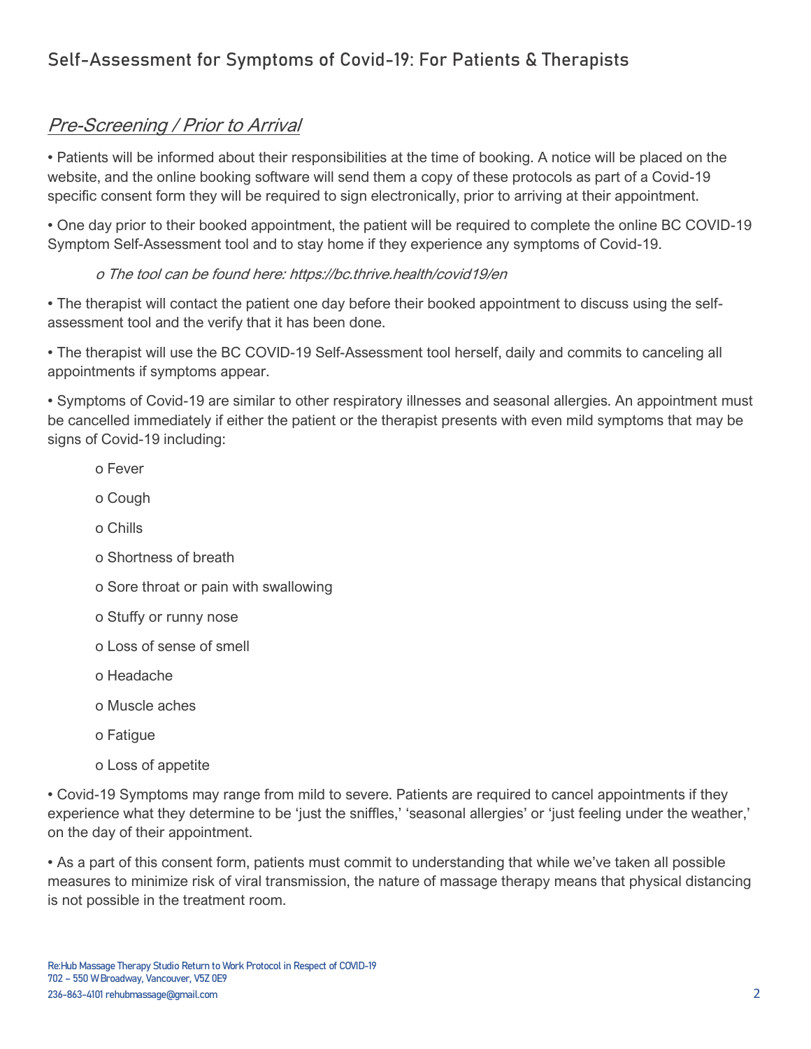## Self-Assessment for Symptoms of Covid-19: For Patients & Therapists

### *Pre-Screening / Prior to Arrival*

- Patients will be informed about their responsibilities at the time of booking. A notice will be placed on the website, and the online booking software will send them a copy of these protocols as part of a Covid-19 specific consent form they will be required to sign electronically, prior to arriving at their appointment.
- One day prior to their booked appointment, the patient will be required to complete the online BC COVID-19 Symptom Self-Assessment tool and to stay home if they experience any symptoms of Covid-19.
    - *The tool can be found here: https://bc.thrive.health/covid19/en*
- The therapist will contact the patient one day before their booked appointment to discuss using the self-assessment tool and the verify that it has been done.
- The therapist will use the BC COVID-19 Self-Assessment tool herself, daily and commits to canceling all appointments if symptoms appear.
- Symptoms of Covid-19 are similar to other respiratory illnesses and seasonal allergies. An appointment must be cancelled immediately if either the patient or the therapist presents with even mild symptoms that may be signs of Covid-19 including:
    - Fever
    - Cough
    - Chills
    - Shortness of breath
    - Sore throat or pain with swallowing
    - Stuffy or runny nose
    - Loss of sense of smell
    - Headache
    - Muscle aches
    - Fatigue
    - Loss of appetite
- Covid-19 Symptoms may range from mild to severe. Patients are required to cancel appointments if they experience what they determine to be 'just the sniffles,' 'seasonal allergies' or 'just feeling under the weather,' on the day of their appointment.
- As a part of this consent form, patients must commit to understanding that while we've taken all possible measures to minimize risk of viral transmission, the nature of massage therapy means that physical distancing is not possible in the treatment room.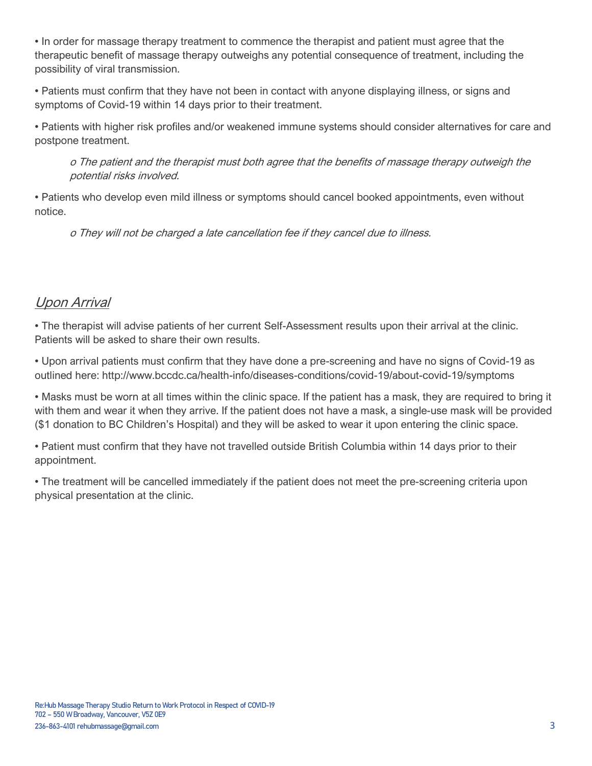- In order for massage therapy treatment to commence the therapist and patient must agree that the therapeutic benefit of massage therapy outweighs any potential consequence of treatment, including the possibility of viral transmission.
- Patients must confirm that they have not been in contact with anyone displaying illness, or signs and symptoms of Covid-19 within 14 days prior to their treatment.
- Patients with higher risk profiles and/or weakened immune systems should consider alternatives for care and postpone treatment.
    - *The patient and the therapist must both agree that the benefits of massage therapy outweigh the potential risks involved.*
- Patients who develop even mild illness or symptoms should cancel booked appointments, even without notice.
    - *They will not be charged a late cancellation fee if they cancel due to illness.*

## *Upon Arrival*

- The therapist will advise patients of her current Self-Assessment results upon their arrival at the clinic. Patients will be asked to share their own results.
- Upon arrival patients must confirm that they have done a pre-screening and have no signs of Covid-19 as outlined here: http://www.bccdc.ca/health-info/diseases-conditions/covid-19/about-covid-19/symptoms
- Masks must be worn at all times within the clinic space. If the patient has a mask, they are required to bring it with them and wear it when they arrive. If the patient does not have a mask, a single-use mask will be provided ($1 donation to BC Children's Hospital) and they will be asked to wear it upon entering the clinic space.
- Patient must confirm that they have not travelled outside British Columbia within 14 days prior to their appointment.
- The treatment will be cancelled immediately if the patient does not meet the pre-screening criteria upon physical presentation at the clinic.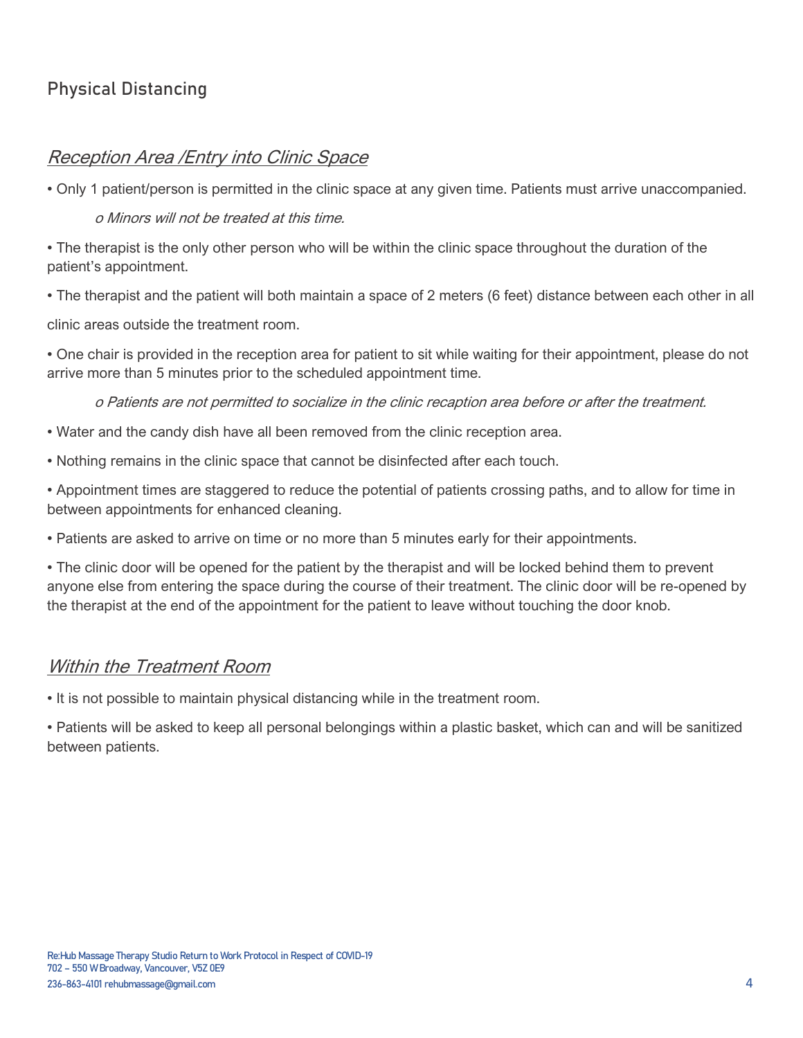## Physical Distancing

### *Reception Area /Entry into Clinic Space*

- Only 1 patient/person is permitted in the clinic space at any given time. Patients must arrive unaccompanied.
  - *Minors will not be treated at this time.*
- The therapist is the only other person who will be within the clinic space throughout the duration of the patient's appointment.
- The therapist and the patient will both maintain a space of 2 meters (6 feet) distance between each other in all clinic areas outside the treatment room.
- One chair is provided in the reception area for patient to sit while waiting for their appointment, please do not arrive more than 5 minutes prior to the scheduled appointment time.
  - *Patients are not permitted to socialize in the clinic recaption area before or after the treatment.*
- Water and the candy dish have all been removed from the clinic reception area.
- Nothing remains in the clinic space that cannot be disinfected after each touch.
- Appointment times are staggered to reduce the potential of patients crossing paths, and to allow for time in between appointments for enhanced cleaning.
- Patients are asked to arrive on time or no more than 5 minutes early for their appointments.
- The clinic door will be opened for the patient by the therapist and will be locked behind them to prevent anyone else from entering the space during the course of their treatment. The clinic door will be re-opened by the therapist at the end of the appointment for the patient to leave without touching the door knob.

### *Within the Treatment Room*

- It is not possible to maintain physical distancing while in the treatment room.
- Patients will be asked to keep all personal belongings within a plastic basket, which can and will be sanitized between patients.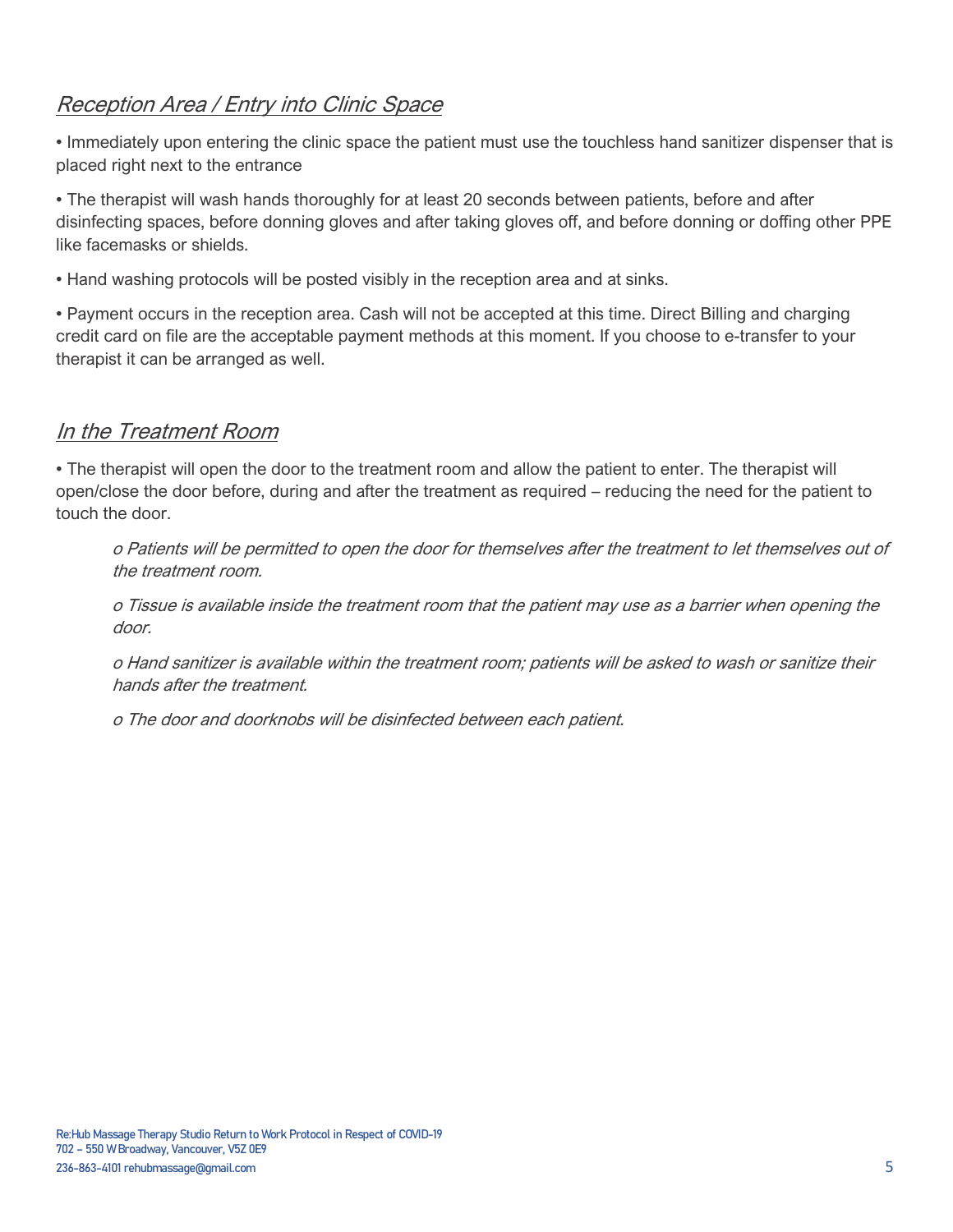## *Reception Area / Entry into Clinic Space*

- Immediately upon entering the clinic space the patient must use the touchless hand sanitizer dispenser that is placed right next to the entrance
- The therapist will wash hands thoroughly for at least 20 seconds between patients, before and after disinfecting spaces, before donning gloves and after taking gloves off, and before donning or doffing other PPE like facemasks or shields.
- Hand washing protocols will be posted visibly in the reception area and at sinks.
- Payment occurs in the reception area. Cash will not be accepted at this time. Direct Billing and charging credit card on file are the acceptable payment methods at this moment. If you choose to e-transfer to your therapist it can be arranged as well.

## *In the Treatment Room*

- The therapist will open the door to the treatment room and allow the patient to enter. The therapist will open/close the door before, during and after the treatment as required – reducing the need for the patient to touch the door.
  - *Patients will be permitted to open the door for themselves after the treatment to let themselves out of the treatment room.*
  - *Tissue is available inside the treatment room that the patient may use as a barrier when opening the door.*
  - *Hand sanitizer is available within the treatment room; patients will be asked to wash or sanitize their hands after the treatment.*
  - *The door and doorknobs will be disinfected between each patient.*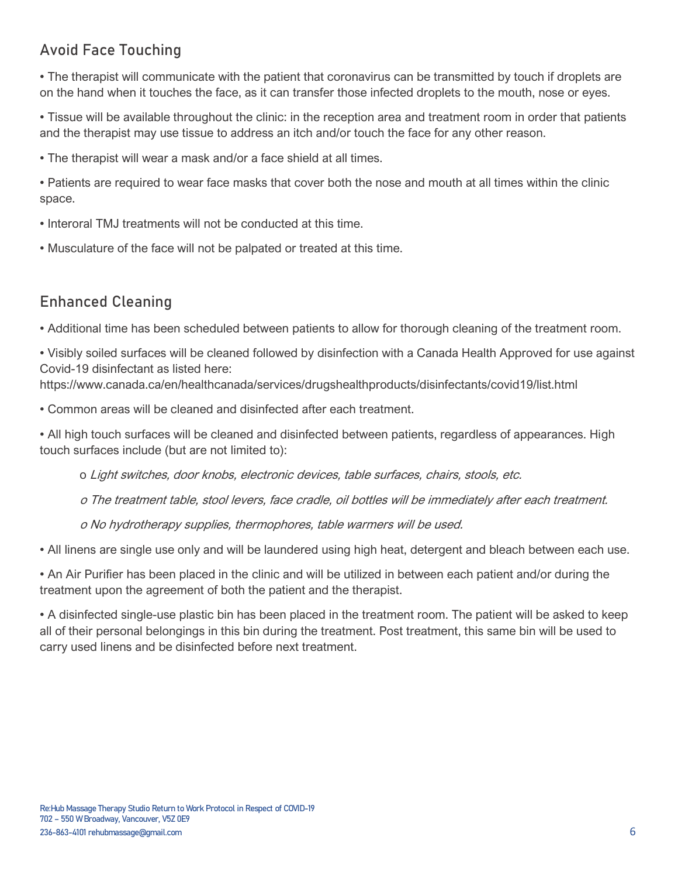## Avoid Face Touching

- The therapist will communicate with the patient that coronavirus can be transmitted by touch if droplets are on the hand when it touches the face, as it can transfer those infected droplets to the mouth, nose or eyes.
- Tissue will be available throughout the clinic: in the reception area and treatment room in order that patients and the therapist may use tissue to address an itch and/or touch the face for any other reason.
- The therapist will wear a mask and/or a face shield at all times.
- Patients are required to wear face masks that cover both the nose and mouth at all times within the clinic space.
- Interoral TMJ treatments will not be conducted at this time.
- Musculature of the face will not be palpated or treated at this time.

## Enhanced Cleaning

- Additional time has been scheduled between patients to allow for thorough cleaning of the treatment room.
- Visibly soiled surfaces will be cleaned followed by disinfection with a Canada Health Approved for use against Covid-19 disinfectant as listed here: https://www.canada.ca/en/healthcanada/services/drugshealthproducts/disinfectants/covid19/list.html
- Common areas will be cleaned and disinfected after each treatment.
- All high touch surfaces will be cleaned and disinfected between patients, regardless of appearances. High touch surfaces include (but are not limited to):
  - *Light switches, door knobs, electronic devices, table surfaces, chairs, stools, etc.*
  - *The treatment table, stool levers, face cradle, oil bottles will be immediately after each treatment.*
  - *No hydrotherapy supplies, thermophores, table warmers will be used.*
- All linens are single use only and will be laundered using high heat, detergent and bleach between each use.
- An Air Purifier has been placed in the clinic and will be utilized in between each patient and/or during the treatment upon the agreement of both the patient and the therapist.
- A disinfected single-use plastic bin has been placed in the treatment room. The patient will be asked to keep all of their personal belongings in this bin during the treatment. Post treatment, this same bin will be used to carry used linens and be disinfected before next treatment.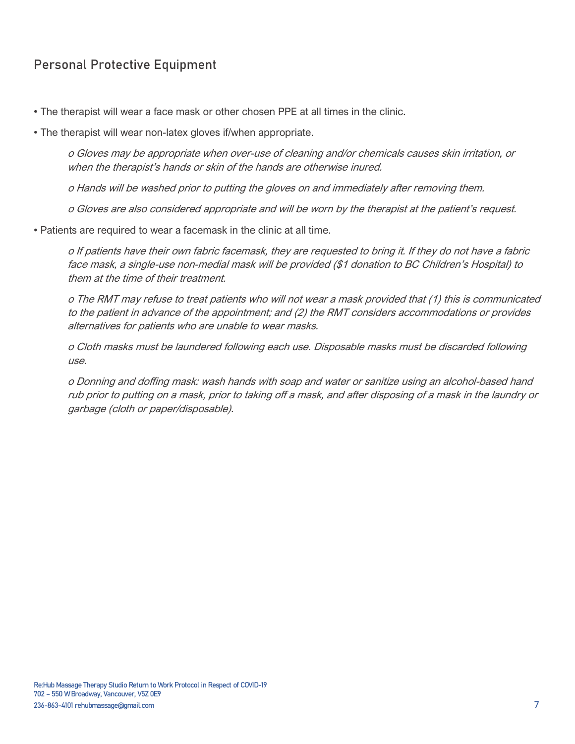## Personal Protective Equipment

- The therapist will wear a face mask or other chosen PPE at all times in the clinic.
- The therapist will wear non-latex gloves if/when appropriate.
    - *Gloves may be appropriate when over-use of cleaning and/or chemicals causes skin irritation, or when the therapist's hands or skin of the hands are otherwise inured.*
    - *Hands will be washed prior to putting the gloves on and immediately after removing them.*
    - *Gloves are also considered appropriate and will be worn by the therapist at the patient's request.*
- Patients are required to wear a facemask in the clinic at all time.
    - *If patients have their own fabric facemask, they are requested to bring it. If they do not have a fabric face mask, a single-use non-medial mask will be provided ($1 donation to BC Children's Hospital) to them at the time of their treatment.*
    - *The RMT may refuse to treat patients who will not wear a mask provided that (1) this is communicated to the patient in advance of the appointment; and (2) the RMT considers accommodations or provides alternatives for patients who are unable to wear masks.*
    - *Cloth masks must be laundered following each use. Disposable masks must be discarded following use.*
    - *Donning and doffing mask: wash hands with soap and water or sanitize using an alcohol-based hand rub prior to putting on a mask, prior to taking off a mask, and after disposing of a mask in the laundry or garbage (cloth or paper/disposable).*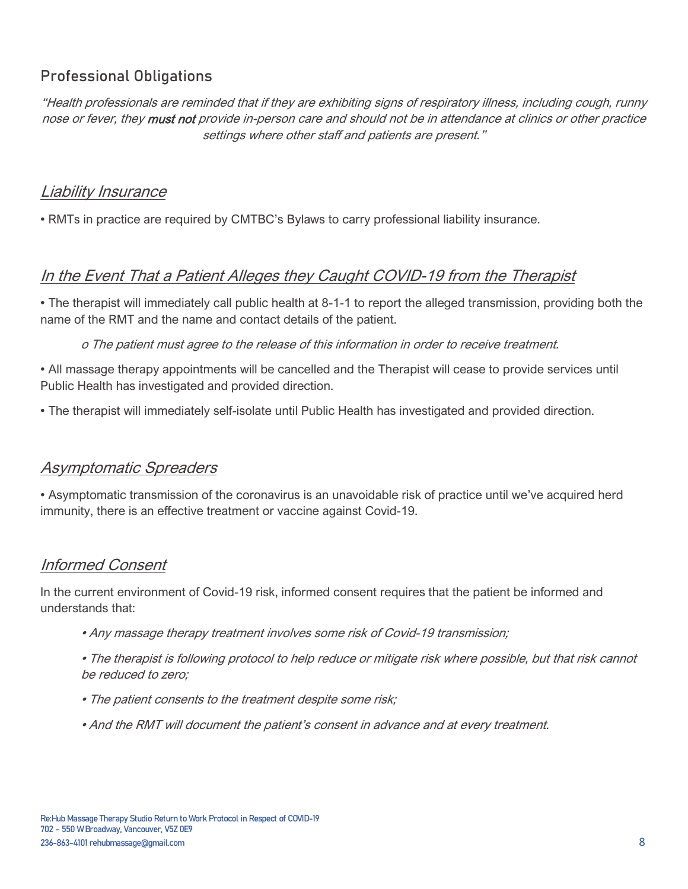## Professional Obligations

*"Health professionals are reminded that if they are exhibiting signs of respiratory illness, including cough, runny nose or fever, they* ***must not*** *provide in-person care and should not be in attendance at clinics or other practice settings where other staff and patients are present."*

### *Liability Insurance*

• RMTs in practice are required by CMTBC's Bylaws to carry professional liability insurance.

### *In the Event That a Patient Alleges they Caught COVID-19 from the Therapist*

• The therapist will immediately call public health at 8-1-1 to report the alleged transmission, providing both the name of the RMT and the name and contact details of the patient.

  o *The patient must agree to the release of this information in order to receive treatment.*

• All massage therapy appointments will be cancelled and the Therapist will cease to provide services until Public Health has investigated and provided direction.

• The therapist will immediately self-isolate until Public Health has investigated and provided direction.

### *Asymptomatic Spreaders*

• Asymptomatic transmission of the coronavirus is an unavoidable risk of practice until we've acquired herd immunity, there is an effective treatment or vaccine against Covid-19.

### *Informed Consent*

In the current environment of Covid-19 risk, informed consent requires that the patient be informed and understands that:

- *Any massage therapy treatment involves some risk of Covid-19 transmission;*
- *The therapist is following protocol to help reduce or mitigate risk where possible, but that risk cannot be reduced to zero;*
- *The patient consents to the treatment despite some risk;*
- *And the RMT will document the patient's consent in advance and at every treatment.*